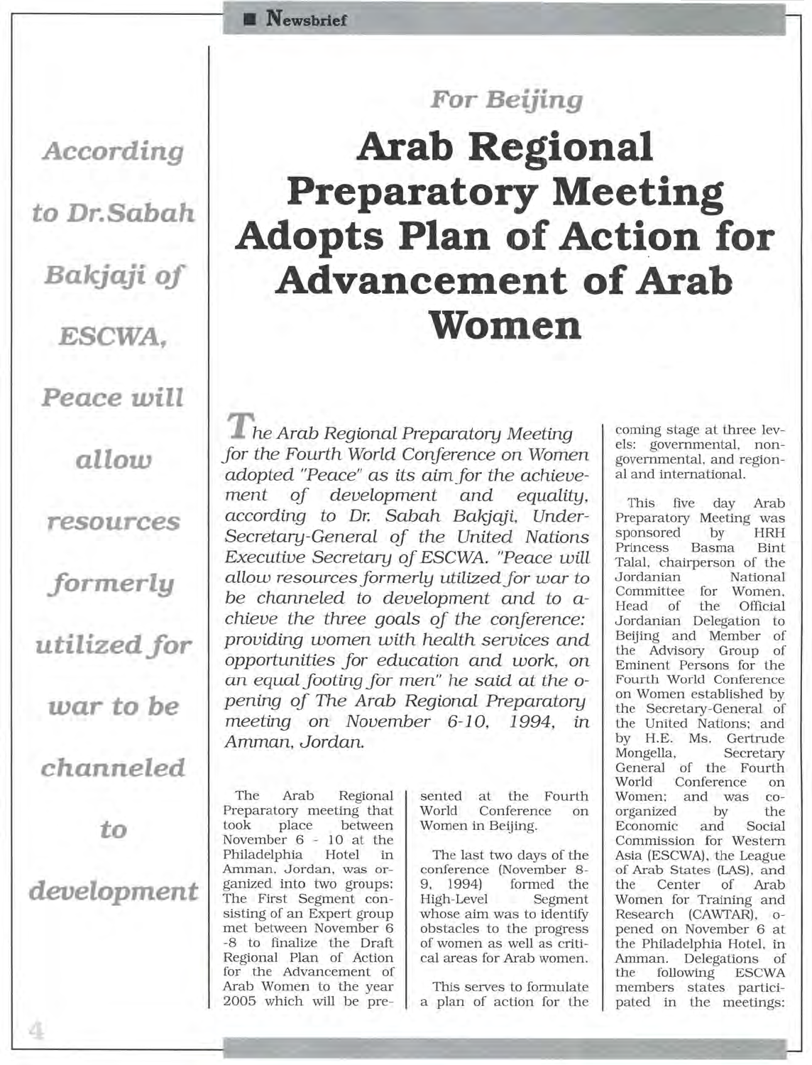*For Beijing*

# Arab Regional Preparatory Meeting Adopts Plan of Action for Advancement of Arab Women

*According to Dr.Sabah Bakjaji of ESCWA, Peace will allow resources formerly utilized for war to be channeled to development*

*The Arab Regional Preparatory Meeting for the Fourth World Conference on Women adopted "Peace" as its aim for the achievement of development and equality, according to Dr. Sabah Bakjaji, Under-Secretary-General of the United Nations Executive Secretary of ESCWA. "Peace will allow resources formerly utilized for war to be channeled to development and to achieve the three goals of the conference: providing women with health services and opportunities for education and work, on an equal footing for men" he said at the opening of The Arab Regional Preparatory meeting on November 6-10, 1994, in Amman, Jordan.*

The Arab Regional Preparatory meeting that took place between November 6 - 10 at the Philadelphia Hotel in Amman, Jordan, was organized into two groups: The First Segment consisting of an Expert group met between November 6 -8 to finalize the Draft Regional Plan of Action for the Advancement of Arab Women to the year 2005 which will be presented at the Fourth World Conference on Women in Beijing.

The last two days of the conference (November 8-9, 1994) formed the High-Level Segment whose aim was to identify obstacles to the progress of women as well as critical areas for Arab women.

This serves to formulate a plan of action for the coming stage at three levels: governmental, non-governmental, and regional and international.

This five day Arab Preparatory Meeting was sponsored by HRH Princess Basma Bint Talal, chairperson of the Jordanian National Committee for Women, Head of the Official Jordanian Delegation to Beijing and Member of the Advisory Group of Eminent Persons for the Fourth World Conference on Women established by the Secretary-General of the United Nations; and by H.E. Ms. Gertrude Mongella, Secretary General of the Fourth World Conference on Women; and was co-organized by the Economic and Social Commission for Western Asia (ESCWA), the League of Arab States (LAS), and the Center of Arab Women for Training and Research (CAWTAR), opened on November 6 at the Philadelphia Hotel, in Amman. Delegations of the following ESCWA members states participated in the meetings: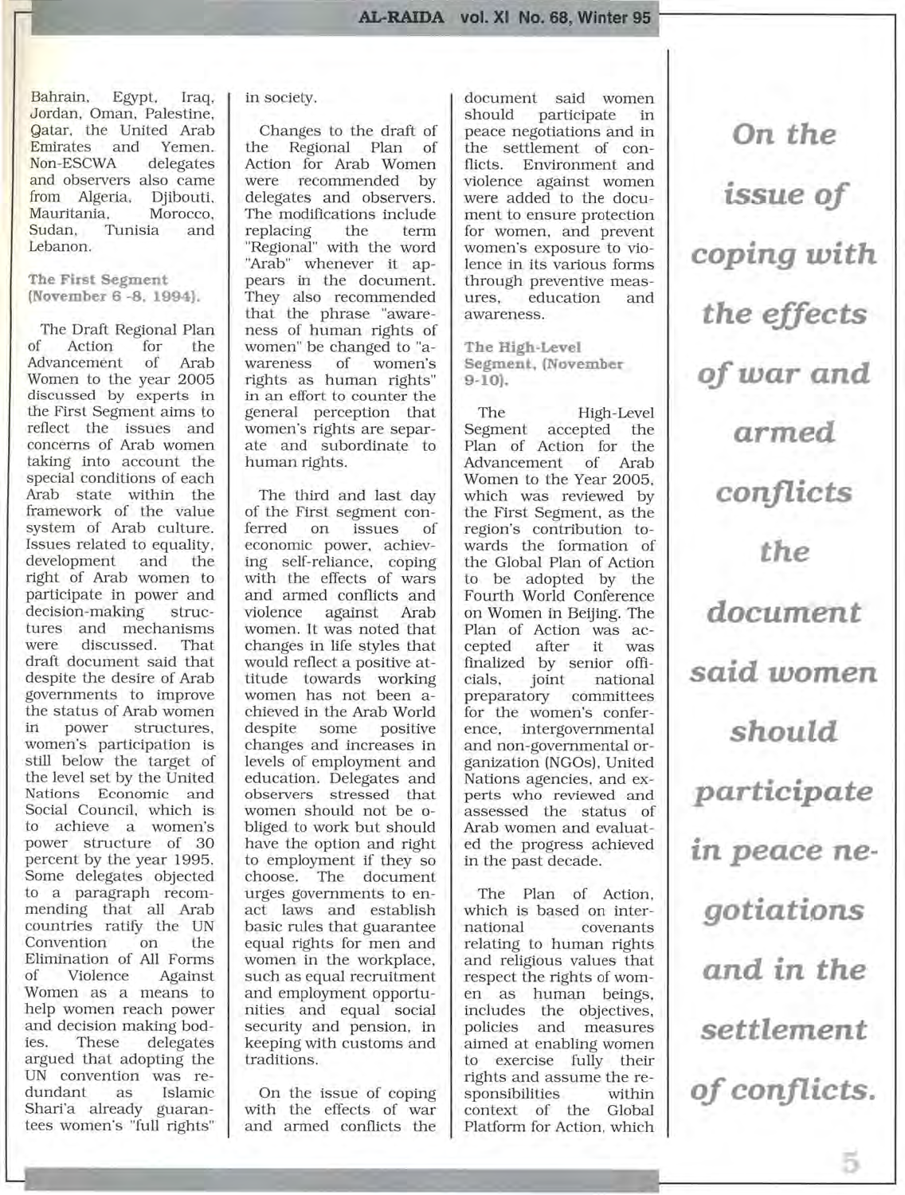Bahrain, Egypt, Iraq, Jordan, Oman, Palestine, Qatar, the United Arab Emirates and Yemen. Non-ESCWA delegates and observers also came from Algeria, Djibouti, Mauritania, Morocco, Sudan, Tunisia and Lebanon.

### The First Segment (November 6 -8, 1994).

The Draft Regional Plan of Action for the Advancement of Arab Women to the year 2005 discussed by experts in the First Segment aims to reflect the issues and concerns of Arab women taking into account the special conditions of each Arab state within the framework of the value system of Arab culture. Issues related to equality, development and the right of Arab women to participate in power and decision-making structures and mechanisms were discussed. That draft document said that despite the desire of Arab governments to improve the status of Arab women in power structures, women's participation is still below the target of the level set by the United Nations Economic and Social Council, which is to achieve a women's power structure of 30 percent by the year 1995. Some delegates objected to a paragraph recommending that all Arab countries ratify the UN Convention on the Elimination of All Forms of Violence Against Women as a means to help women reach power and decision making bodies. These delegates argued that adopting the UN convention was redundant as Islamic Shari'a already guarantees women's "full rights" in society.

Changes to the draft of the Regional Plan of Action for Arab Women were recommended by delegates and observers. The modifications include replacing the term "Regional" with the word "Arab" whenever it appears in the document. They also recommended that the phrase "awareness of human rights of women" be changed to "awareness of women's rights as human rights" in an effort to counter the general perception that women's rights are separate and subordinate to human rights.

The third and last day of the First segment conferred on issues of economic power, achieving self-reliance, coping with the effects of wars and armed conflicts and violence against Arab women. It was noted that changes in life styles that would reflect a positive attitude towards working women has not been achieved in the Arab World despite some positive changes and increases in levels of employment and education. Delegates and observers stressed that women should not be obliged to work but should have the option and right to employment if they so choose. The document urges governments to enact laws and establish basic rules that guarantee equal rights for men and women in the workplace, such as equal recruitment and employment opportunities and equal social security and pension, in keeping with customs and traditions.

On the issue of coping with the effects of war and armed conflicts the document said women should participate in peace negotiations and in the settlement of conflicts. Environment and violence against women were added to the document to ensure protection for women, and prevent women's exposure to violence in its various forms through preventive measures, education and awareness.

### The High-Level Segment, (November 9-10).

The High-Level Segment accepted the Plan of Action for the Advancement of Arab Women to the Year 2005, which was reviewed by the First Segment, as the region's contribution towards the formation of the Global Plan of Action to be adopted by the Fourth World Conference on Women in Beijing. The Plan of Action was accepted after it was finalized by senior officials, joint national preparatory committees for the women's conference, intergovernmental and non-governmental organization (NGOs), United Nations agencies, and experts who reviewed and assessed the status of Arab women and evaluated the progress achieved in the past decade.

The Plan of Action, which is based on international covenants relating to human rights and religious values that respect the rights of women as human beings, includes the objectives, policies and measures aimed at enabling women to exercise fully their rights and assume the responsibilities within context of the Global Platform for Action, which

> ***On the issue of coping with the effects of war and armed conflicts the document said women should participate in peace negotiations and in the settlement of conflicts.***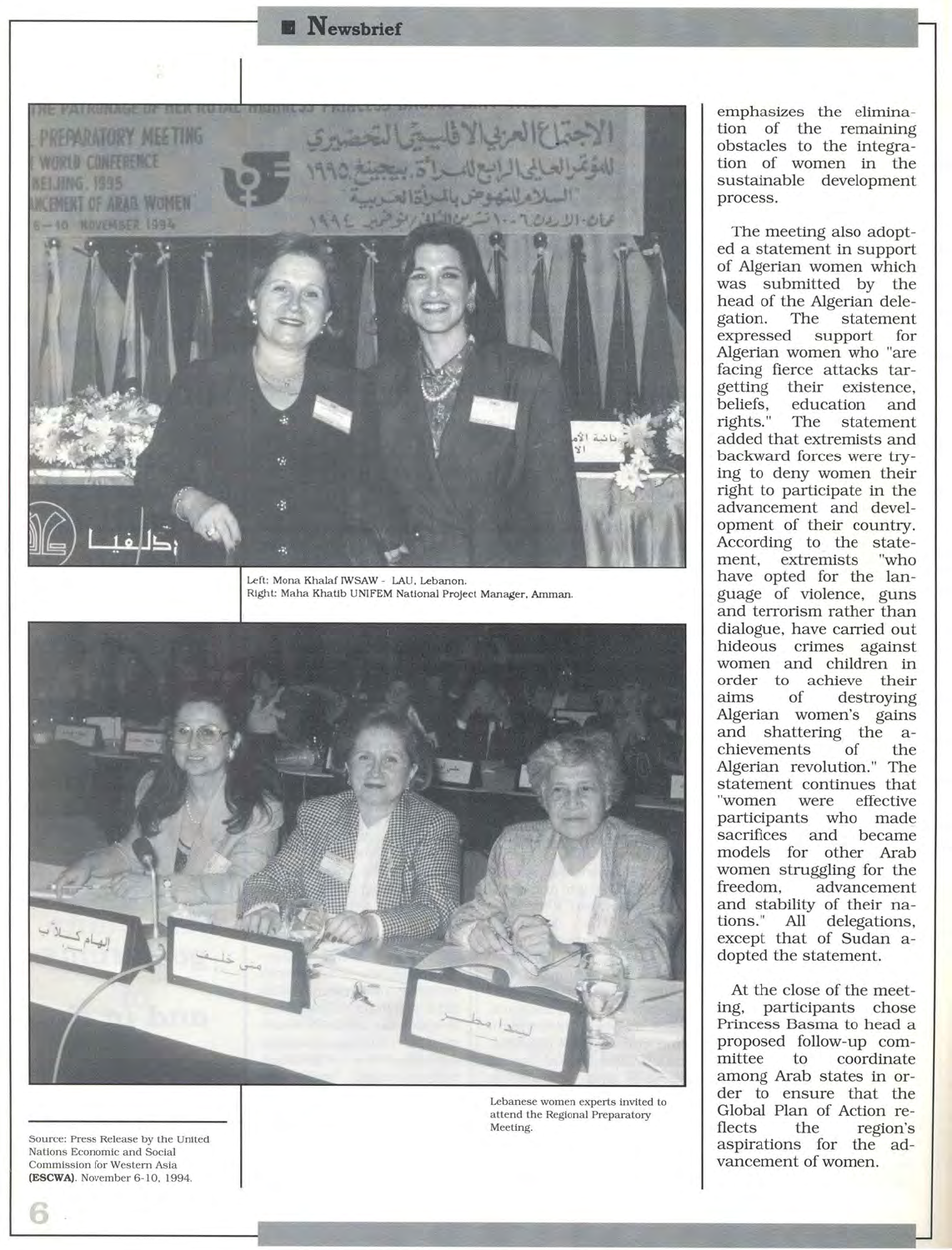Left: Mona Khalaf IWSAW - LAU, Lebanon.
Right: Maha Khatib UNIFEM National Project Manager, Amman.

Lebanese women experts invited to attend the Regional Preparatory Meeting.

Source: Press Release by the United Nations Economic and Social Commission for Western Asia (**ESCWA**). November 6-10, 1994.

emphasizes the elimination of the remaining obstacles to the integration of women in the sustainable development process.

The meeting also adopted a statement in support of Algerian women which was submitted by the head of the Algerian delegation. The statement expressed support for Algerian women who "are facing fierce attacks targetting their existence, beliefs, education and rights." The statement added that extremists and backward forces were trying to deny women their right to participate in the advancement and development of their country. According to the statement, extremists "who have opted for the language of violence, guns and terrorism rather than dialogue, have carried out hideous crimes against women and children in order to achieve their aims of destroying Algerian women's gains and shattering the achievements of the Algerian revolution." The statement continues that "women were effective participants who made sacrifices and became models for other Arab women struggling for the freedom, advancement and stability of their nations." All delegations, except that of Sudan adopted the statement.

At the close of the meeting, participants chose Princess Basma to head a proposed follow-up committee to coordinate among Arab states in order to ensure that the Global Plan of Action reflects the region's aspirations for the advancement of women.